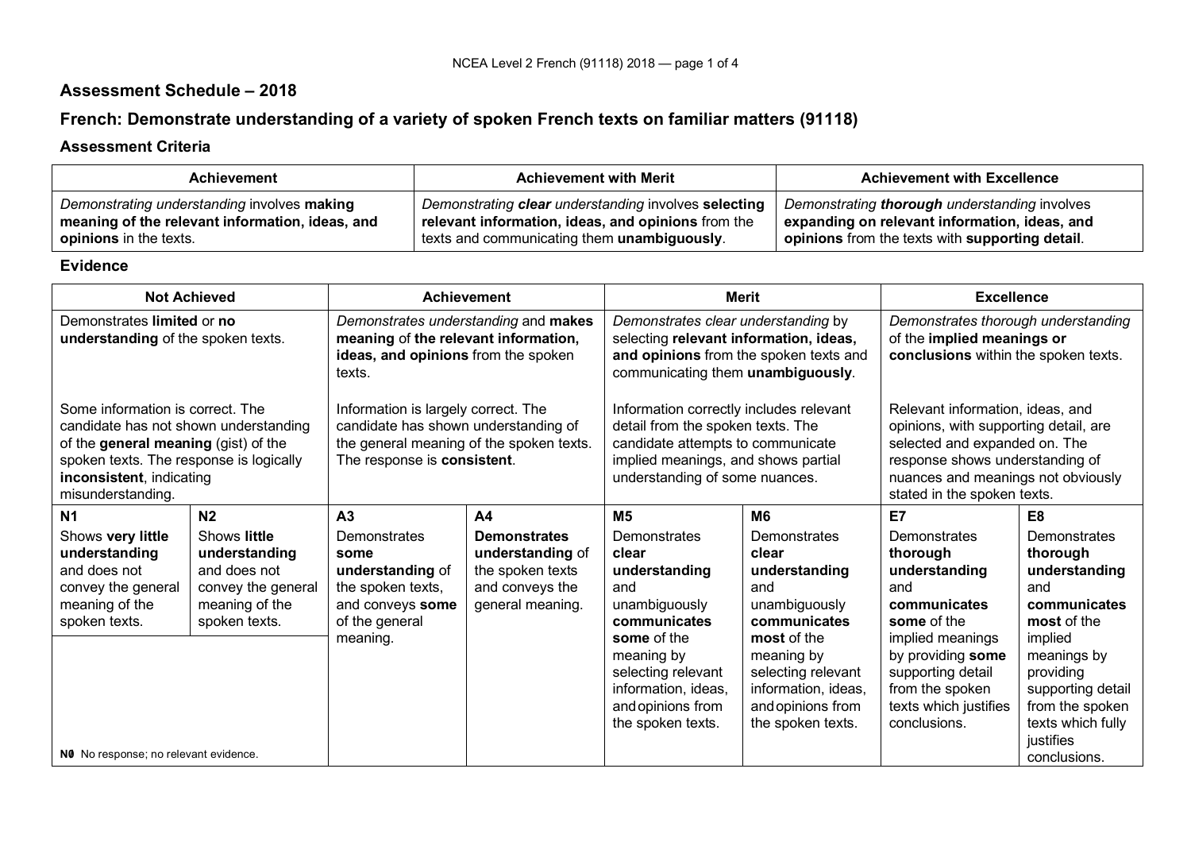## Assessment Schedule – 2018

## French: Demonstrate understanding of a variety of spoken French texts on familiar matters (91118)

### Assessment Criteria

| Achievement | Achievement with Merit | Achievement with Excellence |
|---|---|---|
| *Demonstrating understanding* involves **making meaning of the relevant information, ideas, and opinions** in the texts. | *Demonstrating **clear** understanding* involves **selecting relevant information, ideas, and opinions** from the texts and communicating them **unambiguously**. | *Demonstrating **thorough** understanding* involves **expanding on relevant information, ideas, and opinions** from the texts with **supporting detail**. |

### Evidence

| Not Achieved | | Achievement | | Merit | | Excellence | |
|---|---|---|---|---|---|---|---|
| Demonstrates **limited** or **no understanding** of the spoken texts. | | *Demonstrates understanding* and **makes meaning** of **the relevant information, ideas, and opinions** from the spoken texts. | | *Demonstrates clear understanding* by selecting **relevant information, ideas, and opinions** from the spoken texts and communicating them **unambiguously**. | | *Demonstrates thorough understanding* of the **implied meanings or conclusions** within the spoken texts. | |
| Some information is correct. The candidate has not shown understanding of the **general meaning** (gist) of the spoken texts. The response is logically **inconsistent**, indicating misunderstanding. | | Information is largely correct. The candidate has shown understanding of the general meaning of the spoken texts. The response is **consistent**. | | Information correctly includes relevant detail from the spoken texts. The candidate attempts to communicate implied meanings, and shows partial understanding of some nuances. | | Relevant information, ideas, and opinions, with supporting detail, are selected and expanded on. The response shows understanding of nuances and meanings not obviously stated in the spoken texts. | |
| **N1** | **N2** | **A3** | **A4** | **M5** | **M6** | **E7** | **E8** |
| Shows **very little understanding** and does not convey the general meaning of the spoken texts. | Shows **little understanding** and does not convey the general meaning of the spoken texts. | Demonstrates **some understanding** of the spoken texts, and conveys **some** of the general meaning. | **Demonstrates understanding** of the spoken texts and conveys the general meaning. | Demonstrates **clear understanding** and unambiguously **communicates some** of the meaning by selecting relevant information, ideas, and opinions from the spoken texts. | Demonstrates **clear understanding** and unambiguously **communicates most** of the meaning by selecting relevant information, ideas, and opinions from the spoken texts. | Demonstrates **thorough understanding** and **communicates some** of the implied meanings by providing **some** supporting detail from the spoken texts which justifies conclusions. | Demonstrates **thorough understanding** and **communicates most** of the implied meanings by providing supporting detail from the spoken texts which fully justifies conclusions. |
| **N0** No response; no relevant evidence. | | | | | | | |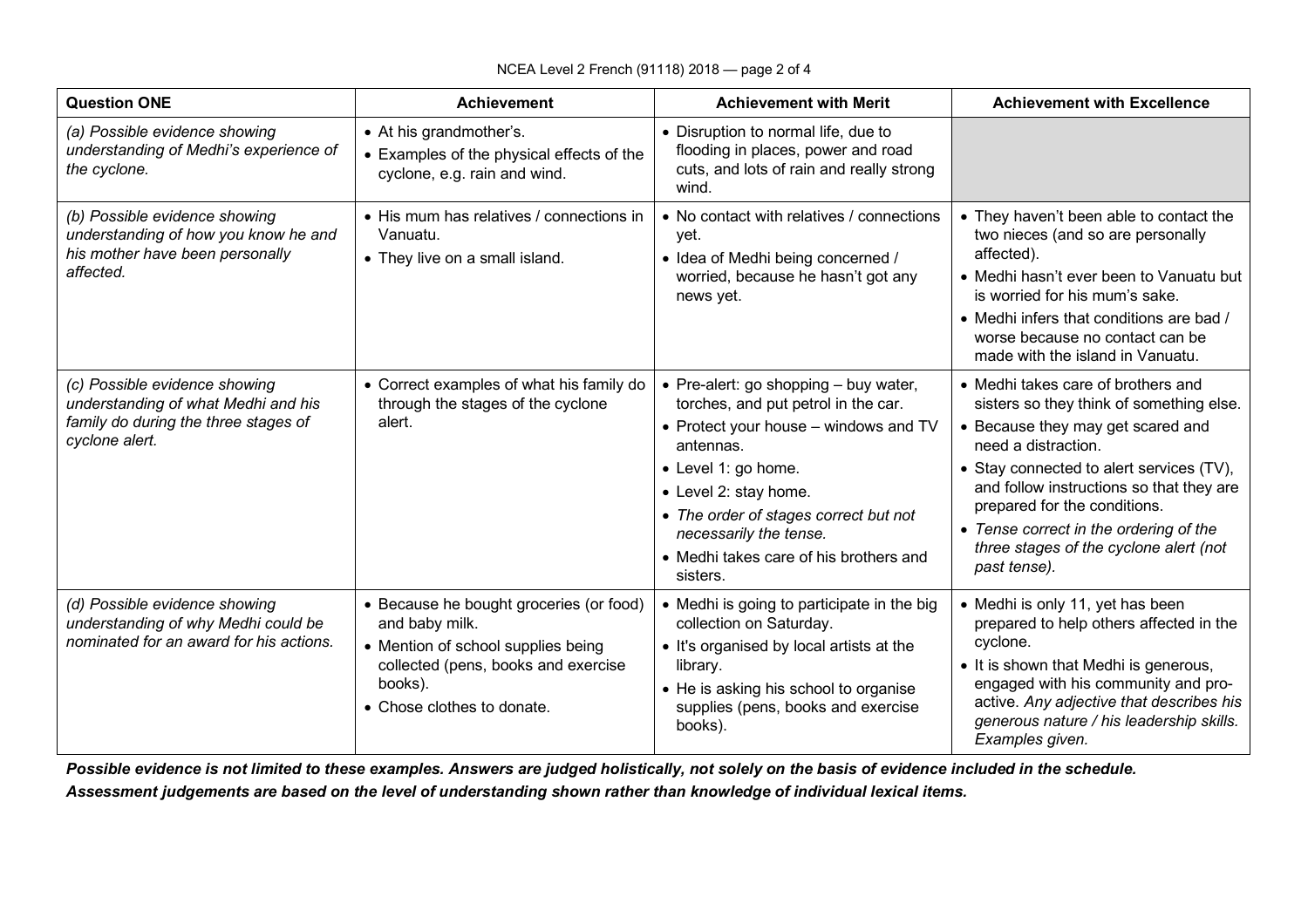| Question ONE | Achievement | Achievement with Merit | Achievement with Excellence |
|---|---|---|---|
| *(a) Possible evidence showing understanding of Medhi's experience of the cyclone.* | • At his grandmother's.<br>• Examples of the physical effects of the cyclone, e.g. rain and wind. | • Disruption to normal life, due to flooding in places, power and road cuts, and lots of rain and really strong wind. | |
| *(b) Possible evidence showing understanding of how you know he and his mother have been personally affected.* | • His mum has relatives / connections in Vanuatu.<br>• They live on a small island. | • No contact with relatives / connections yet.<br>• Idea of Medhi being concerned / worried, because he hasn't got any news yet. | • They haven't been able to contact the two nieces (and so are personally affected).<br>• Medhi hasn't ever been to Vanuatu but is worried for his mum's sake.<br>• Medhi infers that conditions are bad / worse because no contact can be made with the island in Vanuatu. |
| *(c) Possible evidence showing understanding of what Medhi and his family do during the three stages of cyclone alert.* | • Correct examples of what his family do through the stages of the cyclone alert. | • Pre-alert: go shopping – buy water, torches, and put petrol in the car.<br>• Protect your house – windows and TV antennas.<br>• Level 1: go home.<br>• Level 2: stay home.<br>• *The order of stages correct but not necessarily the tense.*<br>• Medhi takes care of his brothers and sisters. | • Medhi takes care of brothers and sisters so they think of something else.<br>• Because they may get scared and need a distraction.<br>• Stay connected to alert services (TV), and follow instructions so that they are prepared for the conditions.<br>• *Tense correct in the ordering of the three stages of the cyclone alert (not past tense).* |
| *(d) Possible evidence showing understanding of why Medhi could be nominated for an award for his actions.* | • Because he bought groceries (or food) and baby milk.<br>• Mention of school supplies being collected (pens, books and exercise books).<br>• Chose clothes to donate. | • Medhi is going to participate in the big collection on Saturday.<br>• It's organised by local artists at the library.<br>• He is asking his school to organise supplies (pens, books and exercise books). | • Medhi is only 11, yet has been prepared to help others affected in the cyclone.<br>• It is shown that Medhi is generous, engaged with his community and pro-active. *Any adjective that describes his generous nature / his leadership skills. Examples given.* |

***Possible evidence is not limited to these examples. Answers are judged holistically, not solely on the basis of evidence included in the schedule.***

***Assessment judgements are based on the level of understanding shown rather than knowledge of individual lexical items.***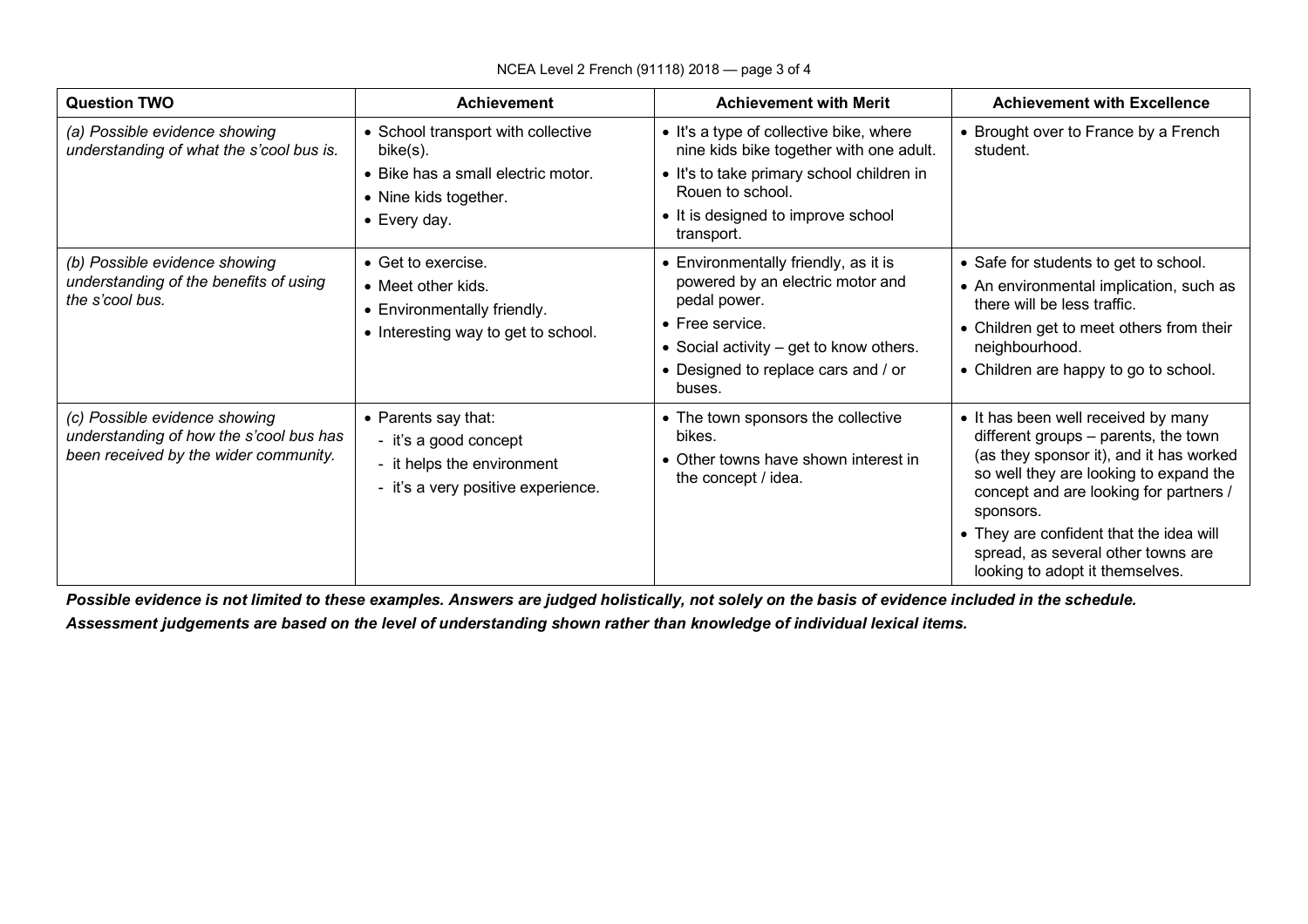| Question TWO | Achievement | Achievement with Merit | Achievement with Excellence |
|---|---|---|---|
| *(a) Possible evidence showing understanding of what the s'cool bus is.* | • School transport with collective bike(s).<br>• Bike has a small electric motor.<br>• Nine kids together.<br>• Every day. | • It's a type of collective bike, where nine kids bike together with one adult.<br>• It's to take primary school children in Rouen to school.<br>• It is designed to improve school transport. | • Brought over to France by a French student. |
| *(b) Possible evidence showing understanding of the benefits of using the s'cool bus.* | • Get to exercise.<br>• Meet other kids.<br>• Environmentally friendly.<br>• Interesting way to get to school. | • Environmentally friendly, as it is powered by an electric motor and pedal power.<br>• Free service.<br>• Social activity – get to know others.<br>• Designed to replace cars and / or buses. | • Safe for students to get to school.<br>• An environmental implication, such as there will be less traffic.<br>• Children get to meet others from their neighbourhood.<br>• Children are happy to go to school. |
| *(c) Possible evidence showing understanding of how the s'cool bus has been received by the wider community.* | • Parents say that:<br>- it's a good concept<br>- it helps the environment<br>- it's a very positive experience. | • The town sponsors the collective bikes.<br>• Other towns have shown interest in the concept / idea. | • It has been well received by many different groups – parents, the town (as they sponsor it), and it has worked so well they are looking to expand the concept and are looking for partners / sponsors.<br>• They are confident that the idea will spread, as several other towns are looking to adopt it themselves. |

***Possible evidence is not limited to these examples. Answers are judged holistically, not solely on the basis of evidence included in the schedule.***

***Assessment judgements are based on the level of understanding shown rather than knowledge of individual lexical items.***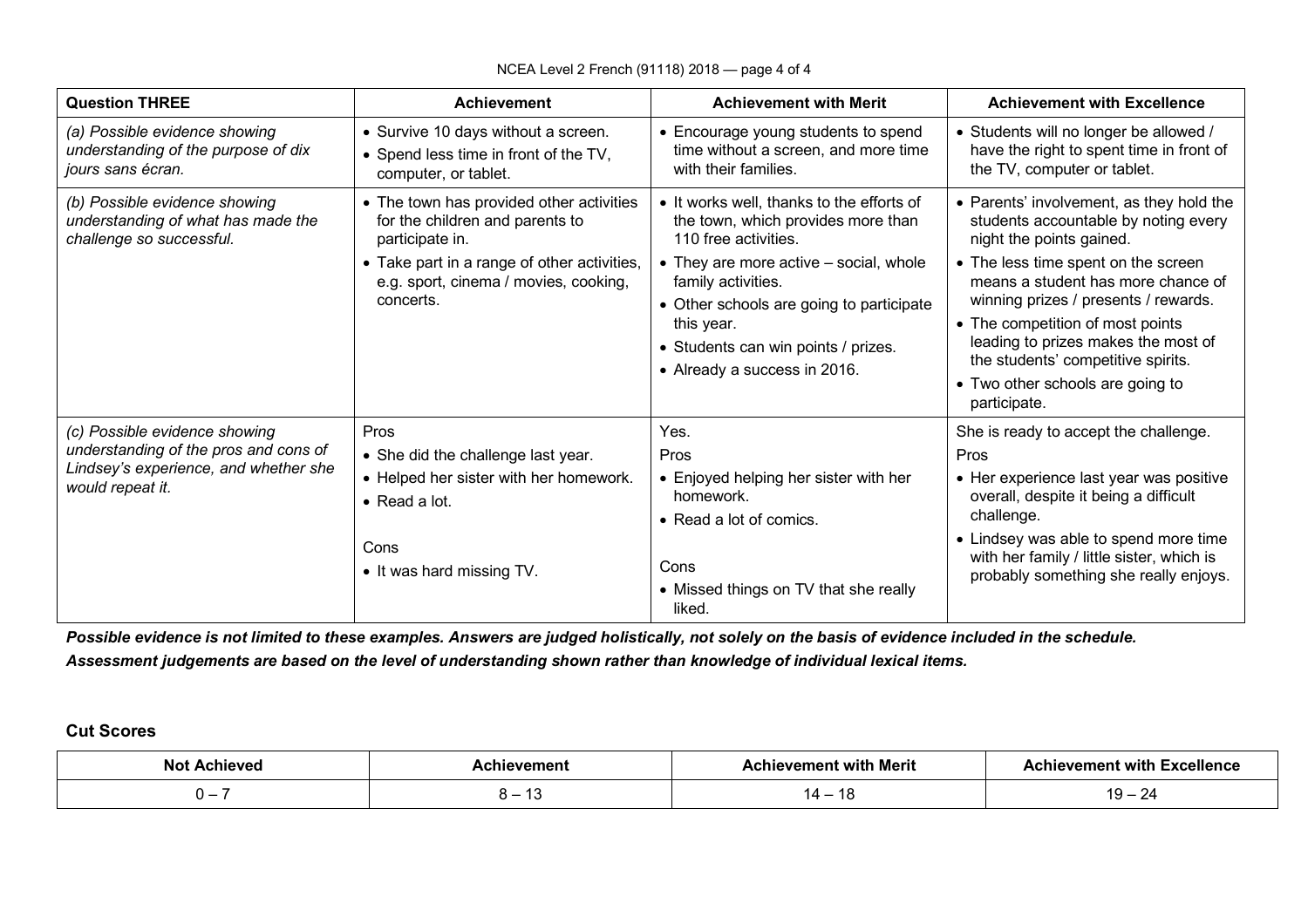| Question THREE | Achievement | Achievement with Merit | Achievement with Excellence |
|---|---|---|---|
| *(a) Possible evidence showing understanding of the purpose of dix jours sans écran.* | • Survive 10 days without a screen.<br>• Spend less time in front of the TV, computer, or tablet. | • Encourage young students to spend time without a screen, and more time with their families. | • Students will no longer be allowed / have the right to spent time in front of the TV, computer or tablet. |
| *(b) Possible evidence showing understanding of what has made the challenge so successful.* | • The town has provided other activities for the children and parents to participate in.<br>• Take part in a range of other activities, e.g. sport, cinema / movies, cooking, concerts. | • It works well, thanks to the efforts of the town, which provides more than 110 free activities.<br>• They are more active – social, whole family activities.<br>• Other schools are going to participate this year.<br>• Students can win points / prizes.<br>• Already a success in 2016. | • Parents' involvement, as they hold the students accountable by noting every night the points gained.<br>• The less time spent on the screen means a student has more chance of winning prizes / presents / rewards.<br>• The competition of most points leading to prizes makes the most of the students' competitive spirits.<br>• Two other schools are going to participate. |
| *(c) Possible evidence showing understanding of the pros and cons of Lindsey's experience, and whether she would repeat it.* | Pros<br>• She did the challenge last year.<br>• Helped her sister with her homework.<br>• Read a lot.<br><br>Cons<br>• It was hard missing TV. | Yes.<br>Pros<br>• Enjoyed helping her sister with her homework.<br>• Read a lot of comics.<br><br>Cons<br>• Missed things on TV that she really liked. | She is ready to accept the challenge.<br>Pros<br>• Her experience last year was positive overall, despite it being a difficult challenge.<br>• Lindsey was able to spend more time with her family / little sister, which is probably something she really enjoys. |

***Possible evidence is not limited to these examples. Answers are judged holistically, not solely on the basis of evidence included in the schedule.***

***Assessment judgements are based on the level of understanding shown rather than knowledge of individual lexical items.***

## Cut Scores

| Not Achieved | Achievement | Achievement with Merit | Achievement with Excellence |
|---|---|---|---|
| 0 – 7 | 8 – 13 | 14 – 18 | 19 – 24 |